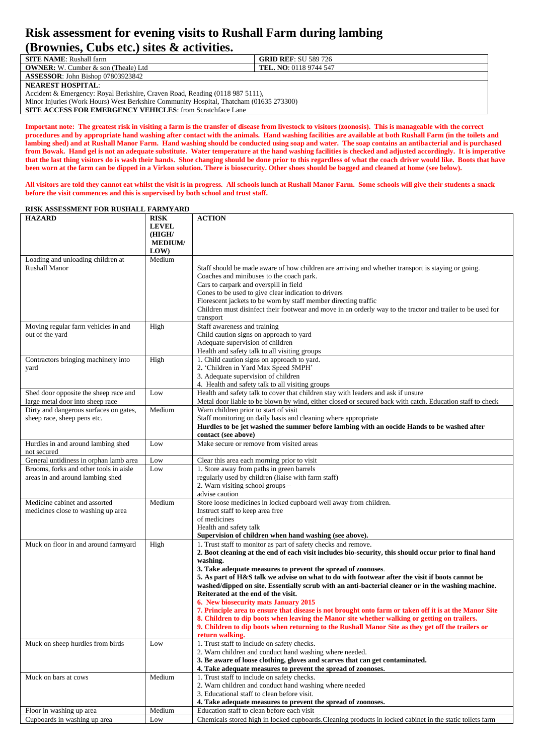# Risk assessment for evening visits to Rushall Farm during lambing (Brownies, Cubs etc.) sites & activities.

| **SITE NAME**: Rushall farm | **GRID REF**: SU 589 726 |
|---|---|
| **OWNER:** W. Cumber & son (Theale) Ltd | **TEL. NO**: 0118 9744 547 |
| **ASSESSOR**: John Bishop 07803923842 | |
| **NEAREST HOSPITAL**: Accident & Emergency: Royal Berkshire, Craven Road, Reading (0118 987 5111), Minor Injuries (Work Hours) West Berkshire Community Hospital, Thatcham (01635 273300) **SITE ACCESS FOR EMERGENCY VEHICLES**: from Scratchface Lane | |

**Important note: The greatest risk in visiting a farm is the transfer of disease from livestock to visitors (zoonosis). This is manageable with the correct procedures and by appropriate hand washing after contact with the animals. Hand washing facilities are available at both Rushall Farm (in the toilets and lambing shed) and at Rushall Manor Farm. Hand washing should be conducted using soap and water. The soap contains an antibacterial and is purchased from Bowak. Hand gel is not an adequate substitute. Water temperature at the hand washing facilities is checked and adjusted accordingly. It is imperative that the last thing visitors do is wash their hands. Shoe changing should be done prior to this regardless of what the coach driver would like. Boots that have been worn at the farm can be dipped in a Virkon solution. There is biosecurity. Other shoes should be bagged and cleaned at home (see below).**

**All visitors are told they cannot eat whilst the visit is in progress. All schools lunch at Rushall Manor Farm. Some schools will give their students a snack before the visit commences and this is supervised by both school and trust staff.**

**RISK ASSESSMENT FOR RUSHALL FARMYARD**

| **HAZARD** | **RISK LEVEL (HIGH/ MEDIUM/ LOW)** | **ACTION** |
|---|---|---|
| Loading and unloading children at Rushall Manor | Medium | Staff should be made aware of how children are arriving and whether transport is staying or going.<br>Coaches and minibuses to the coach park.<br>Cars to carpark and overspill in field<br>Cones to be used to give clear indication to drivers<br>Florescent jackets to be worn by staff member directing traffic<br>Children must disinfect their footwear and move in an orderly way to the tractor and trailer to be used for transport |
| Moving regular farm vehicles in and out of the yard | High | Staff awareness and training<br>Child caution signs on approach to yard<br>Adequate supervision of children<br>Health and safety talk to all visiting groups |
| Contractors bringing machinery into yard | High | 1. Child caution signs on approach to yard.<br>2. 'Children in Yard Max Speed 5MPH'<br>3. Adequate supervision of children<br>4. Health and safety talk to all visiting groups |
| Shed door opposite the sheep race and large metal door into sheep race | Low | Health and safety talk to cover that children stay with leaders and ask if unsure<br>Metal door liable to be blown by wind, either closed or secured back with catch. Education staff to check |
| Dirty and dangerous surfaces on gates, sheep race, sheep pens etc. | Medium | Warn children prior to start of visit<br>Staff monitoring on daily basis and cleaning where appropriate<br>**Hurdles to be jet washed the summer before lambing with an oocide Hands to be washed after contact (see above)** |
| Hurdles in and around lambing shed not secured | Low | Make secure or remove from visited areas |
| General untidiness in orphan lamb area | Low | Clear this area each morning prior to visit |
| Brooms, forks and other tools in aisle areas in and around lambing shed | Low | 1. Store away from paths in green barrels regularly used by children (liaise with farm staff)<br>2. Warn visiting school groups – advise caution |
| Medicine cabinet and assorted medicines close to washing up area | Medium | Store loose medicines in locked cupboard well away from children.<br>Instruct staff to keep area free of medicines<br>Health and safety talk<br>**Supervision of children when hand washing (see above).** |
| Muck on floor in and around farmyard | High | 1. Trust staff to monitor as part of safety checks and remove.<br>**2. Boot cleaning at the end of each visit includes bio-security, this should occur prior to final hand washing.**<br>**3. Take adequate measures to prevent the spread of zoonoses.**<br>**5. As part of H&S talk we advise on what to do with footwear after the visit if boots cannot be washed/dipped on site. Essentially scrub with an anti-bacterial cleaner or in the washing machine. Reiterated at the end of the visit.**<br>**6. New biosecurity mats January 2015**<br>**7. Principle area to ensure that disease is not brought onto farm or taken off it is at the Manor Site**<br>**8. Children to dip boots when leaving the Manor site whether walking or getting on trailers.**<br>**9. Children to dip boots when returning to the Rushall Manor Site as they get off the trailers or return walking.** |
| Muck on sheep hurdles from birds | Low | 1. Trust staff to include on safety checks.<br>2. Warn children and conduct hand washing where needed.<br>**3. Be aware of loose clothing, gloves and scarves that can get contaminated.**<br>**4. Take adequate measures to prevent the spread of zoonoses.** |
| Muck on bars at cows | Medium | 1. Trust staff to include on safety checks.<br>2. Warn children and conduct hand washing where needed<br>3. Educational staff to clean before visit.<br>**4. Take adequate measures to prevent the spread of zoonoses.** |
| Floor in washing up area | Medium | Education staff to clean before each visit |
| Cupboards in washing up area | Low | Chemicals stored high in locked cupboards.Cleaning products in locked cabinet in the static toilets farm |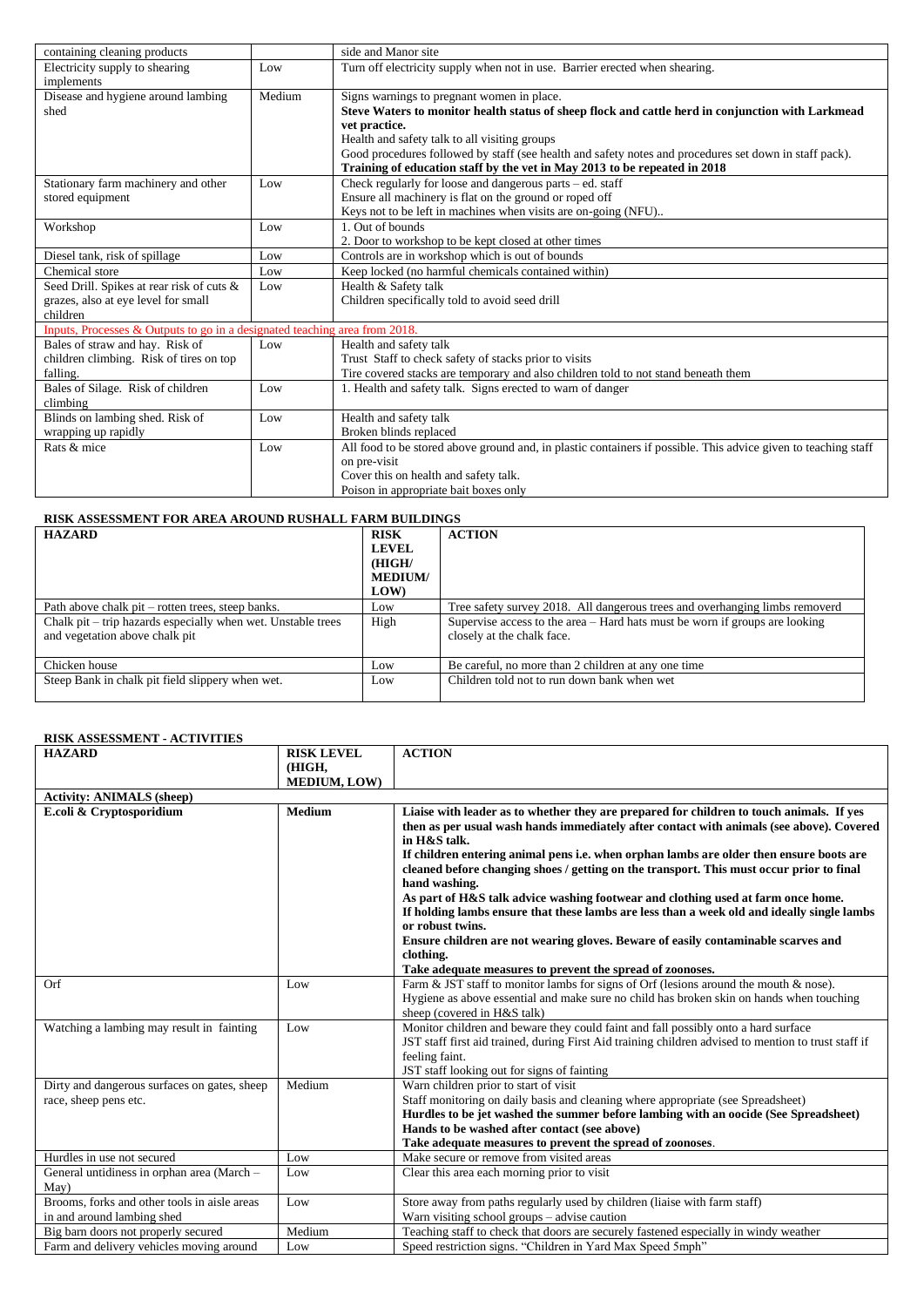| | | |
|---|---|---|
| containing cleaning products | | side and Manor site |
| Electricity supply to shearing implements | Low | Turn off electricity supply when not in use. Barrier erected when shearing. |
| Disease and hygiene around lambing shed | Medium | Signs warnings to pregnant women in place.<br>**Steve Waters to monitor health status of sheep flock and cattle herd in conjunction with Larkmead vet practice.**<br>Health and safety talk to all visiting groups<br>Good procedures followed by staff (see health and safety notes and procedures set down in staff pack).<br>**Training of education staff by the vet in May 2013 to be repeated in 2018** |
| Stationary farm machinery and other stored equipment | Low | Check regularly for loose and dangerous parts – ed. staff<br>Ensure all machinery is flat on the ground or roped off<br>Keys not to be left in machines when visits are on-going (NFU).. |
| Workshop | Low | 1. Out of bounds<br>2. Door to workshop to be kept closed at other times |
| Diesel tank, risk of spillage | Low | Controls are in workshop which is out of bounds |
| Chemical store | Low | Keep locked (no harmful chemicals contained within) |
| Seed Drill. Spikes at rear risk of cuts & grazes, also at eye level for small children | Low | Health & Safety talk<br>Children specifically told to avoid seed drill |
| Inputs, Processes & Outputs to go in a designated teaching area from 2018. | | |
| Bales of straw and hay. Risk of children climbing. Risk of tires on top falling. | Low | Health and safety talk<br>Trust Staff to check safety of stacks prior to visits<br>Tire covered stacks are temporary and also children told to not stand beneath them |
| Bales of Silage. Risk of children climbing | Low | 1. Health and safety talk. Signs erected to warn of danger |
| Blinds on lambing shed. Risk of wrapping up rapidly | Low | Health and safety talk<br>Broken blinds replaced |
| Rats & mice | Low | All food to be stored above ground and, in plastic containers if possible. This advice given to teaching staff on pre-visit<br>Cover this on health and safety talk.<br>Poison in appropriate bait boxes only |

### RISK ASSESSMENT FOR AREA AROUND RUSHALL FARM BUILDINGS

| HAZARD | RISK LEVEL (HIGH/ MEDIUM/ LOW) | ACTION |
|---|---|---|
| Path above chalk pit – rotten trees, steep banks. | Low | Tree safety survey 2018. All dangerous trees and overhanging limbs removerd |
| Chalk pit – trip hazards especially when wet. Unstable trees and vegetation above chalk pit | High | Supervise access to the area – Hard hats must be worn if groups are looking closely at the chalk face. |
| Chicken house | Low | Be careful, no more than 2 children at any one time |
| Steep Bank in chalk pit field slippery when wet. | Low | Children told not to run down bank when wet |

### RISK ASSESSMENT - ACTIVITIES

| HAZARD | RISK LEVEL (HIGH, MEDIUM, LOW) | ACTION |
|---|---|---|
| **Activity: ANIMALS (sheep)** | | |
| **E.coli & Cryptosporidium** | **Medium** | **Liaise with leader as to whether they are prepared for children to touch animals. If yes then as per usual wash hands immediately after contact with animals (see above). Covered in H&S talk.**<br>**If children entering animal pens i.e. when orphan lambs are older then ensure boots are cleaned before changing shoes / getting on the transport. This must occur prior to final hand washing.**<br>**As part of H&S talk advice washing footwear and clothing used at farm once home.**<br>**If holding lambs ensure that these lambs are less than a week old and ideally single lambs or robust twins.**<br>**Ensure children are not wearing gloves. Beware of easily contaminable scarves and clothing.**<br>**Take adequate measures to prevent the spread of zoonoses.** |
| Orf | Low | Farm & JST staff to monitor lambs for signs of Orf (lesions around the mouth & nose).<br>Hygiene as above essential and make sure no child has broken skin on hands when touching sheep (covered in H&S talk) |
| Watching a lambing may result in fainting | Low | Monitor children and beware they could faint and fall possibly onto a hard surface<br>JST staff first aid trained, during First Aid training children advised to mention to trust staff if feeling faint.<br>JST staff looking out for signs of fainting |
| Dirty and dangerous surfaces on gates, sheep race, sheep pens etc. | Medium | Warn children prior to start of visit<br>Staff monitoring on daily basis and cleaning where appropriate (see Spreadsheet)<br>**Hurdles to be jet washed the summer before lambing with an oocide (See Spreadsheet)**<br>**Hands to be washed after contact (see above)**<br>**Take adequate measures to prevent the spread of zoonoses**. |
| Hurdles in use not secured | Low | Make secure or remove from visited areas |
| General untidiness in orphan area (March – May) | Low | Clear this area each morning prior to visit |
| Brooms, forks and other tools in aisle areas in and around lambing shed | Low | Store away from paths regularly used by children (liaise with farm staff)<br>Warn visiting school groups – advise caution |
| Big barn doors not properly secured | Medium | Teaching staff to check that doors are securely fastened especially in windy weather |
| Farm and delivery vehicles moving around | Low | Speed restriction signs. "Children in Yard Max Speed 5mph" |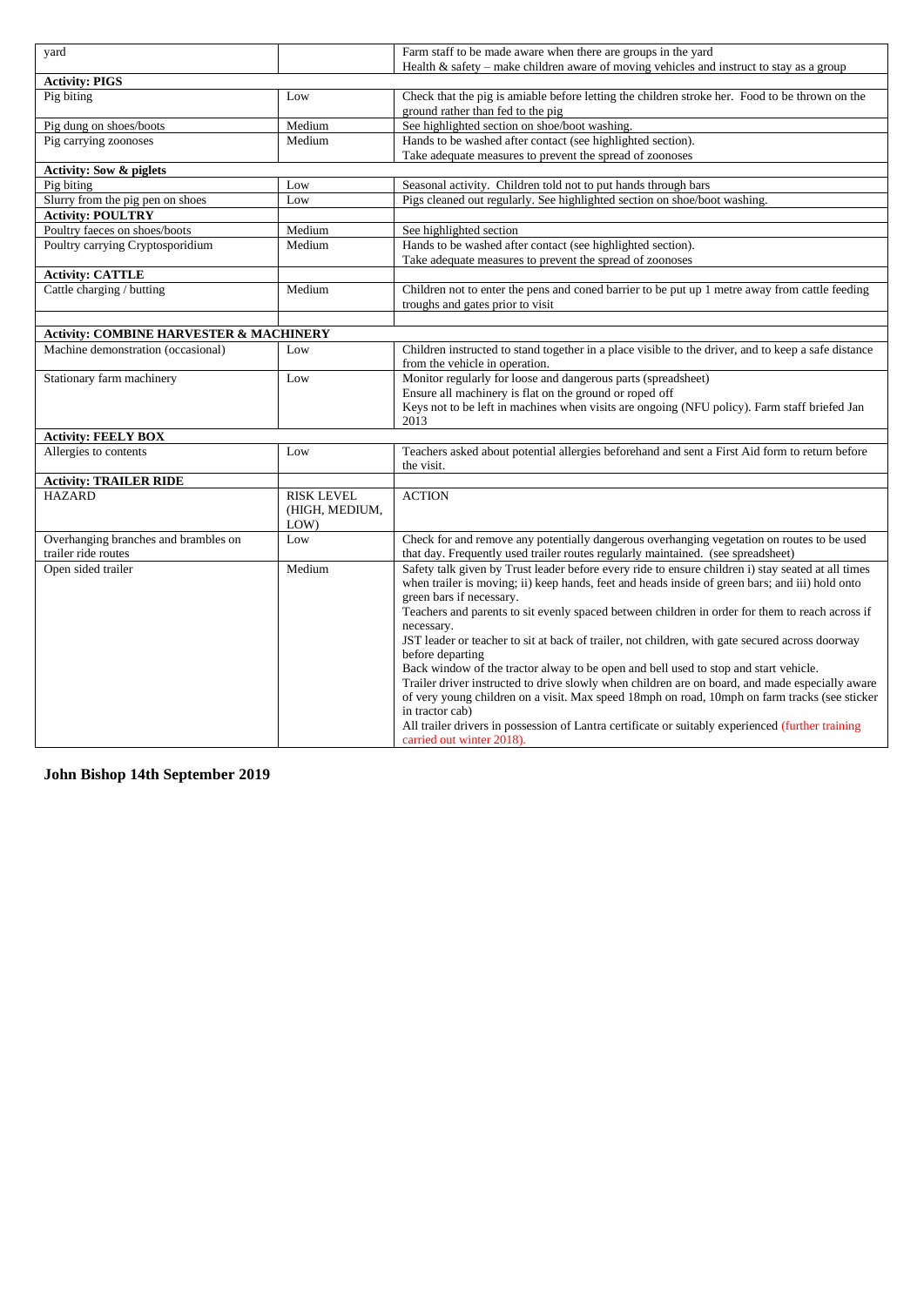| | | |
|---|---|---|
| yard | | Farm staff to be made aware when there are groups in the yard<br>Health & safety – make children aware of moving vehicles and instruct to stay as a group |
| **Activity: PIGS** | | |
| Pig biting | Low | Check that the pig is amiable before letting the children stroke her. Food to be thrown on the ground rather than fed to the pig |
| Pig dung on shoes/boots | Medium | See highlighted section on shoe/boot washing. |
| Pig carrying zoonoses | Medium | Hands to be washed after contact (see highlighted section).<br>Take adequate measures to prevent the spread of zoonoses |
| **Activity: Sow & piglets** | | |
| Pig biting | Low | Seasonal activity. Children told not to put hands through bars |
| Slurry from the pig pen on shoes | Low | Pigs cleaned out regularly. See highlighted section on shoe/boot washing. |
| **Activity: POULTRY** | | |
| Poultry faeces on shoes/boots | Medium | See highlighted section |
| Poultry carrying Cryptosporidium | Medium | Hands to be washed after contact (see highlighted section).<br>Take adequate measures to prevent the spread of zoonoses |
| **Activity: CATTLE** | | |
| Cattle charging / butting | Medium | Children not to enter the pens and coned barrier to be put up 1 metre away from cattle feeding troughs and gates prior to visit |
| | | |
| **Activity: COMBINE HARVESTER & MACHINERY** | | |
| Machine demonstration (occasional) | Low | Children instructed to stand together in a place visible to the driver, and to keep a safe distance from the vehicle in operation. |
| Stationary farm machinery | Low | Monitor regularly for loose and dangerous parts (spreadsheet)<br>Ensure all machinery is flat on the ground or roped off<br>Keys not to be left in machines when visits are ongoing (NFU policy). Farm staff briefed Jan 2013 |
| **Activity: FEELY BOX** | | |
| Allergies to contents | Low | Teachers asked about potential allergies beforehand and sent a First Aid form to return before the visit. |
| **Activity: TRAILER RIDE** | | |
| HAZARD | RISK LEVEL (HIGH, MEDIUM, LOW) | ACTION |
| Overhanging branches and brambles on trailer ride routes | Low | Check for and remove any potentially dangerous overhanging vegetation on routes to be used that day. Frequently used trailer routes regularly maintained. (see spreadsheet) |
| Open sided trailer | Medium | Safety talk given by Trust leader before every ride to ensure children i) stay seated at all times when trailer is moving; ii) keep hands, feet and heads inside of green bars; and iii) hold onto green bars if necessary.<br>Teachers and parents to sit evenly spaced between children in order for them to reach across if necessary.<br>JST leader or teacher to sit at back of trailer, not children, with gate secured across doorway before departing<br>Back window of the tractor alway to be open and bell used to stop and start vehicle.<br>Trailer driver instructed to drive slowly when children are on board, and made especially aware of very young children on a visit. Max speed 18mph on road, 10mph on farm tracks (see sticker in tractor cab)<br>All trailer drivers in possession of Lantra certificate or suitably experienced (further training carried out winter 2018). |

**John Bishop 14th September 2019**